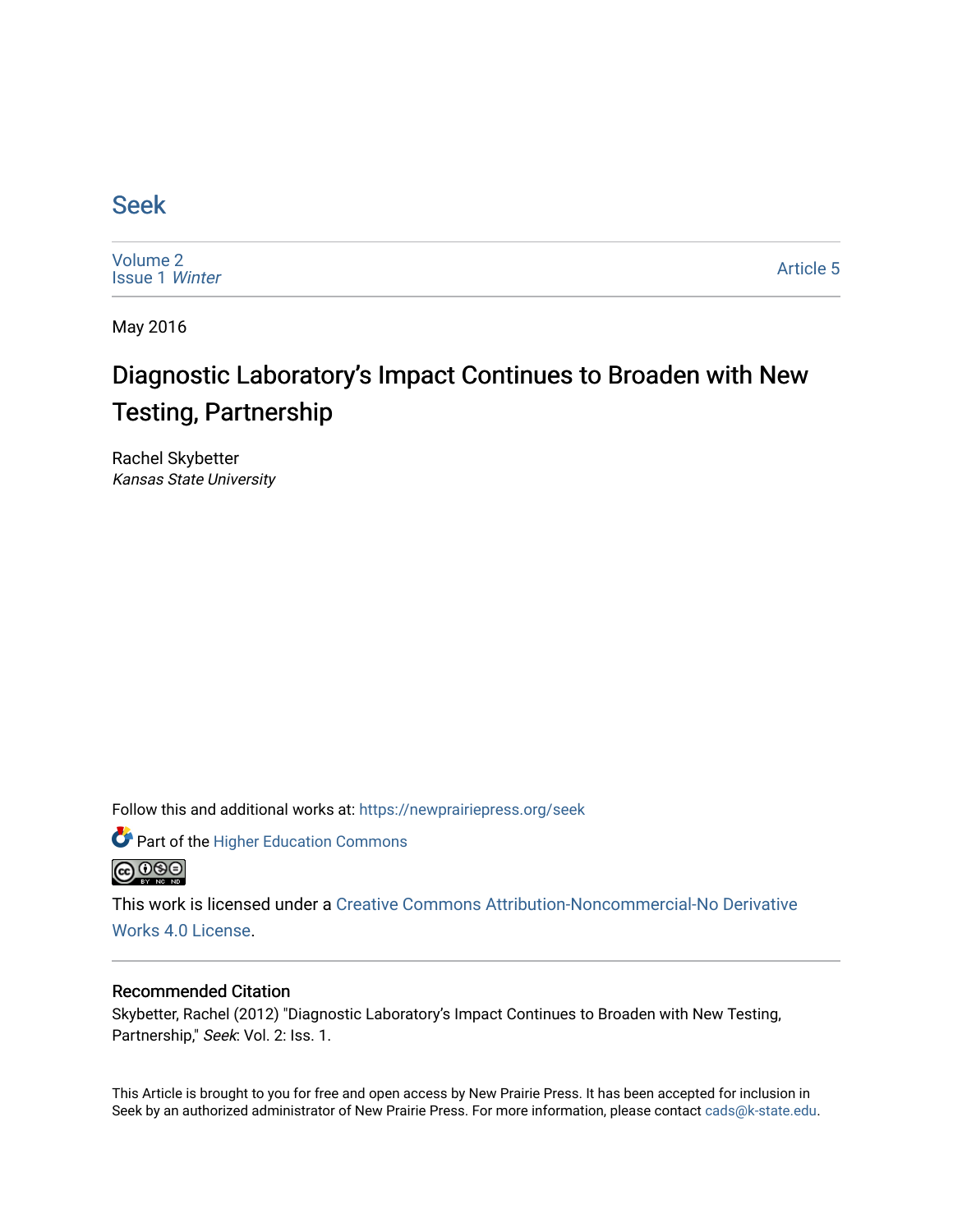# Seek

Volume 2
Issue 1 *Winter*

Article 5

May 2016

## Diagnostic Laboratory's Impact Continues to Broaden with New Testing, Partnership

Rachel Skybetter
*Kansas State University*

Follow this and additional works at: https://newprairiepress.org/seek

Part of the Higher Education Commons

This work is licensed under a Creative Commons Attribution-Noncommercial-No Derivative Works 4.0 License.

### Recommended Citation

Skybetter, Rachel (2012) "Diagnostic Laboratory's Impact Continues to Broaden with New Testing, Partnership," *Seek*: Vol. 2: Iss. 1.

This Article is brought to you for free and open access by New Prairie Press. It has been accepted for inclusion in Seek by an authorized administrator of New Prairie Press. For more information, please contact cads@k-state.edu.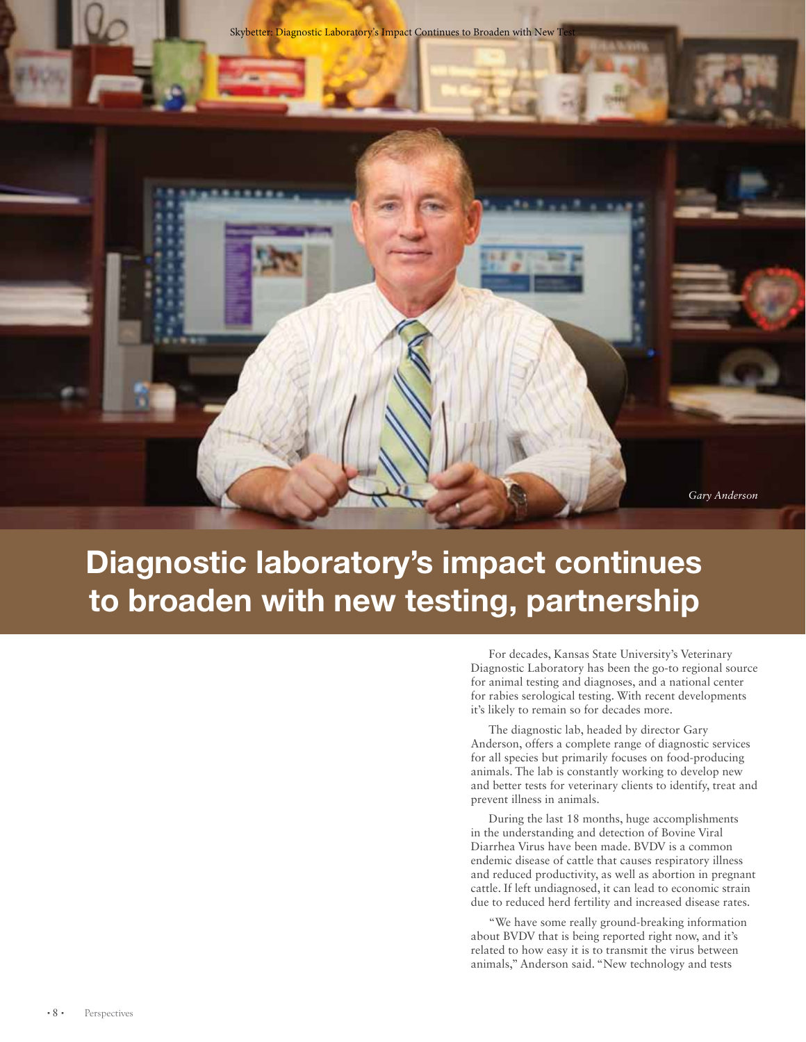Skybetter: Diagnostic Laboratory's Impact Continues to Broaden with New Test

*Gary Anderson*

# Diagnostic laboratory's impact continues to broaden with new testing, partnership

For decades, Kansas State University's Veterinary Diagnostic Laboratory has been the go-to regional source for animal testing and diagnoses, and a national center for rabies serological testing. With recent developments it's likely to remain so for decades more.

The diagnostic lab, headed by director Gary Anderson, offers a complete range of diagnostic services for all species but primarily focuses on food-producing animals. The lab is constantly working to develop new and better tests for veterinary clients to identify, treat and prevent illness in animals.

During the last 18 months, huge accomplishments in the understanding and detection of Bovine Viral Diarrhea Virus have been made. BVDV is a common endemic disease of cattle that causes respiratory illness and reduced productivity, as well as abortion in pregnant cattle. If left undiagnosed, it can lead to economic strain due to reduced herd fertility and increased disease rates.

"We have some really ground-breaking information about BVDV that is being reported right now, and it's related to how easy it is to transmit the virus between animals," Anderson said. "New technology and tests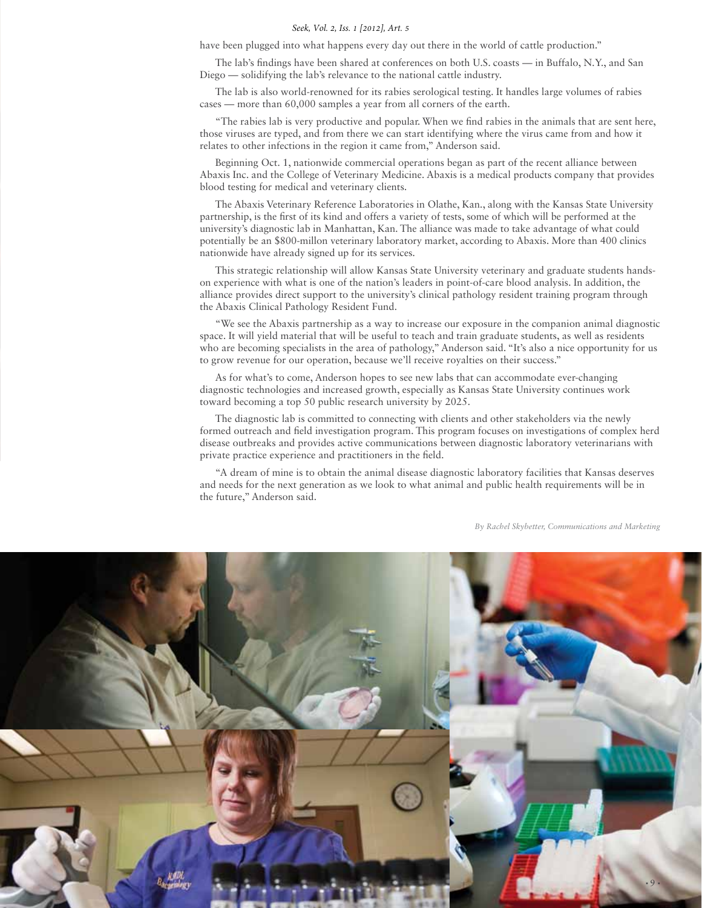have been plugged into what happens every day out there in the world of cattle production."

The lab's findings have been shared at conferences on both U.S. coasts — in Buffalo, N.Y., and San Diego — solidifying the lab's relevance to the national cattle industry.

The lab is also world-renowned for its rabies serological testing. It handles large volumes of rabies cases — more than 60,000 samples a year from all corners of the earth.

"The rabies lab is very productive and popular. When we find rabies in the animals that are sent here, those viruses are typed, and from there we can start identifying where the virus came from and how it relates to other infections in the region it came from," Anderson said.

Beginning Oct. 1, nationwide commercial operations began as part of the recent alliance between Abaxis Inc. and the College of Veterinary Medicine. Abaxis is a medical products company that provides blood testing for medical and veterinary clients.

The Abaxis Veterinary Reference Laboratories in Olathe, Kan., along with the Kansas State University partnership, is the first of its kind and offers a variety of tests, some of which will be performed at the university's diagnostic lab in Manhattan, Kan. The alliance was made to take advantage of what could potentially be an $800-millon veterinary laboratory market, according to Abaxis. More than 400 clinics nationwide have already signed up for its services.

This strategic relationship will allow Kansas State University veterinary and graduate students hands-on experience with what is one of the nation's leaders in point-of-care blood analysis. In addition, the alliance provides direct support to the university's clinical pathology resident training program through the Abaxis Clinical Pathology Resident Fund.

"We see the Abaxis partnership as a way to increase our exposure in the companion animal diagnostic space. It will yield material that will be useful to teach and train graduate students, as well as residents who are becoming specialists in the area of pathology," Anderson said. "It's also a nice opportunity for us to grow revenue for our operation, because we'll receive royalties on their success."

As for what's to come, Anderson hopes to see new labs that can accommodate ever-changing diagnostic technologies and increased growth, especially as Kansas State University continues work toward becoming a top 50 public research university by 2025.

The diagnostic lab is committed to connecting with clients and other stakeholders via the newly formed outreach and field investigation program. This program focuses on investigations of complex herd disease outbreaks and provides active communications between diagnostic laboratory veterinarians with private practice experience and practitioners in the field.

"A dream of mine is to obtain the animal disease diagnostic laboratory facilities that Kansas deserves and needs for the next generation as we look to what animal and public health requirements will be in the future," Anderson said.

*By Rachel Skybetter, Communications and Marketing*